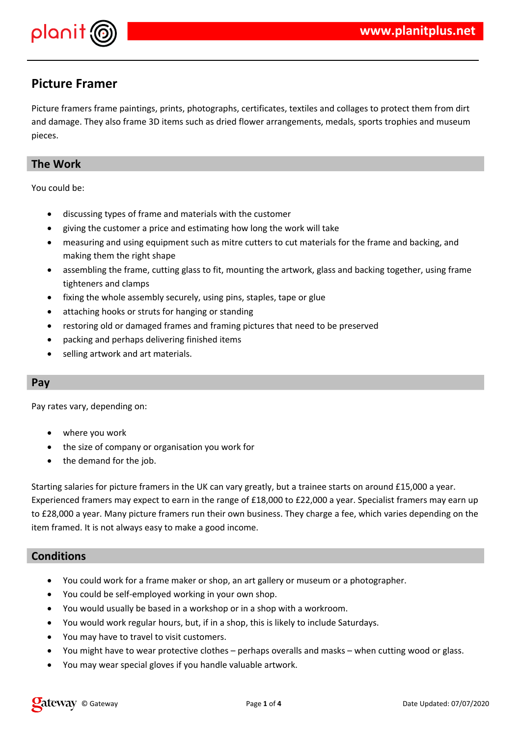# Picture Framer

Picture framers frame paintings, prints, photographs, certificates, textiles and collages to protect them from dirt and damage. They also frame 3D items such as dried flower arrangements, medals, sports trophies and museum pieces.

## The Work

You could be:

- discussing types of frame and materials with the customer
- giving the customer a price and estimating how long the work will take
- measuring and using equipment such as mitre cutters to cut materials for the frame and backing, and making them the right shape
- assembling the frame, cutting glass to fit, mounting the artwork, glass and backing together, using frame tighteners and clamps
- fixing the whole assembly securely, using pins, staples, tape or glue
- attaching hooks or struts for hanging or standing
- restoring old or damaged frames and framing pictures that need to be preserved
- packing and perhaps delivering finished items
- selling artwork and art materials.

## Pay

Pay rates vary, depending on:

- where you work
- the size of company or organisation you work for
- the demand for the job.

Starting salaries for picture framers in the UK can vary greatly, but a trainee starts on around £15,000 a year. Experienced framers may expect to earn in the range of £18,000 to £22,000 a year. Specialist framers may earn up to £28,000 a year. Many picture framers run their own business. They charge a fee, which varies depending on the item framed. It is not always easy to make a good income.

## Conditions

- You could work for a frame maker or shop, an art gallery or museum or a photographer.
- You could be self-employed working in your own shop.
- You would usually be based in a workshop or in a shop with a workroom.
- You would work regular hours, but, if in a shop, this is likely to include Saturdays.
- You may have to travel to visit customers.
- You might have to wear protective clothes – perhaps overalls and masks – when cutting wood or glass.
- You may wear special gloves if you handle valuable artwork.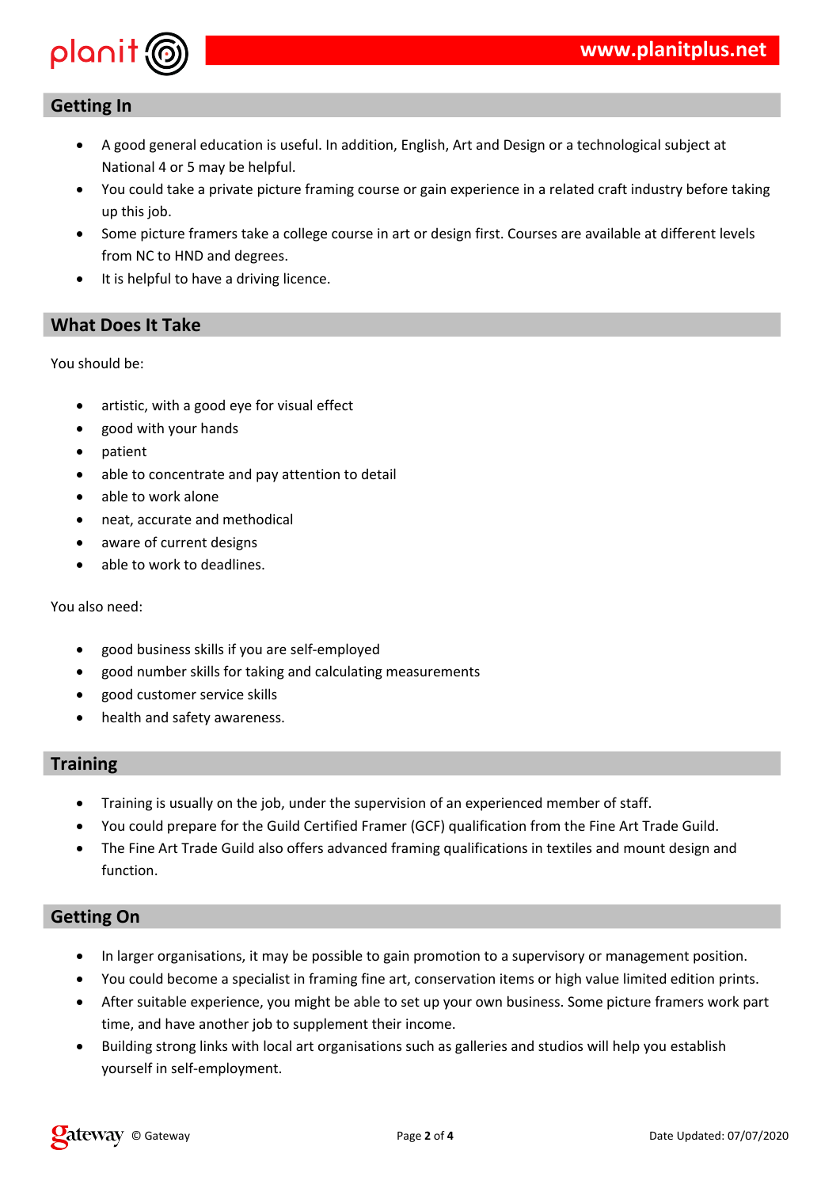## Getting In

- A good general education is useful. In addition, English, Art and Design or a technological subject at National 4 or 5 may be helpful.
- You could take a private picture framing course or gain experience in a related craft industry before taking up this job.
- Some picture framers take a college course in art or design first. Courses are available at different levels from NC to HND and degrees.
- It is helpful to have a driving licence.

## What Does It Take

You should be:

- artistic, with a good eye for visual effect
- good with your hands
- patient
- able to concentrate and pay attention to detail
- able to work alone
- neat, accurate and methodical
- aware of current designs
- able to work to deadlines.

You also need:

- good business skills if you are self-employed
- good number skills for taking and calculating measurements
- good customer service skills
- health and safety awareness.

## Training

- Training is usually on the job, under the supervision of an experienced member of staff.
- You could prepare for the Guild Certified Framer (GCF) qualification from the Fine Art Trade Guild.
- The Fine Art Trade Guild also offers advanced framing qualifications in textiles and mount design and function.

## Getting On

- In larger organisations, it may be possible to gain promotion to a supervisory or management position.
- You could become a specialist in framing fine art, conservation items or high value limited edition prints.
- After suitable experience, you might be able to set up your own business. Some picture framers work part time, and have another job to supplement their income.
- Building strong links with local art organisations such as galleries and studios will help you establish yourself in self-employment.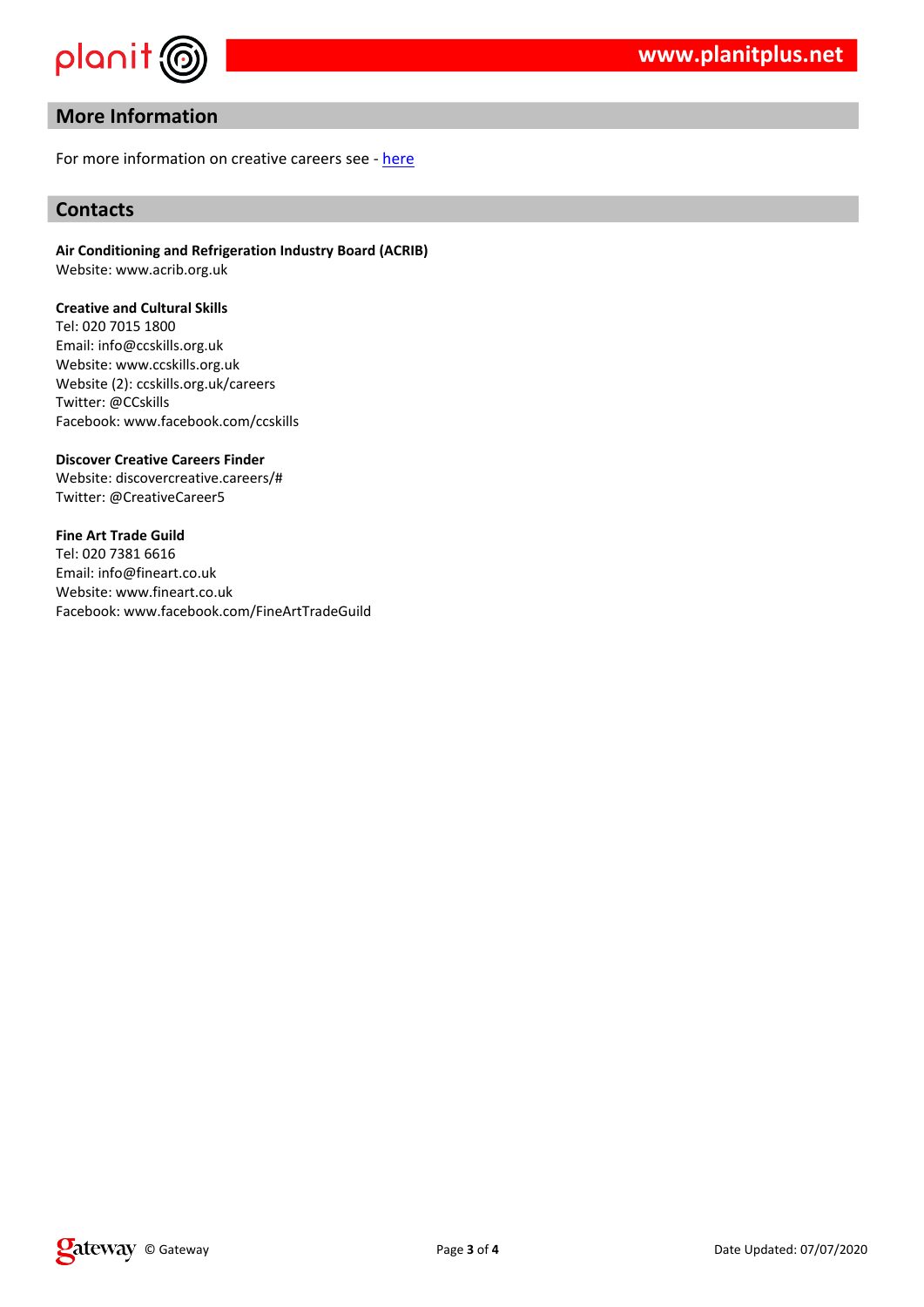## More Information

For more information on creative careers see - here

## Contacts

**Air Conditioning and Refrigeration Industry Board (ACRIB)**
Website: www.acrib.org.uk

**Creative and Cultural Skills**
Tel: 020 7015 1800
Email: info@ccskills.org.uk
Website: www.ccskills.org.uk
Website (2): ccskills.org.uk/careers
Twitter: @CCskills
Facebook: www.facebook.com/ccskills

**Discover Creative Careers Finder**
Website: discovercreative.careers/#
Twitter: @CreativeCareer5

**Fine Art Trade Guild**
Tel: 020 7381 6616
Email: info@fineart.co.uk
Website: www.fineart.co.uk
Facebook: www.facebook.com/FineArtTradeGuild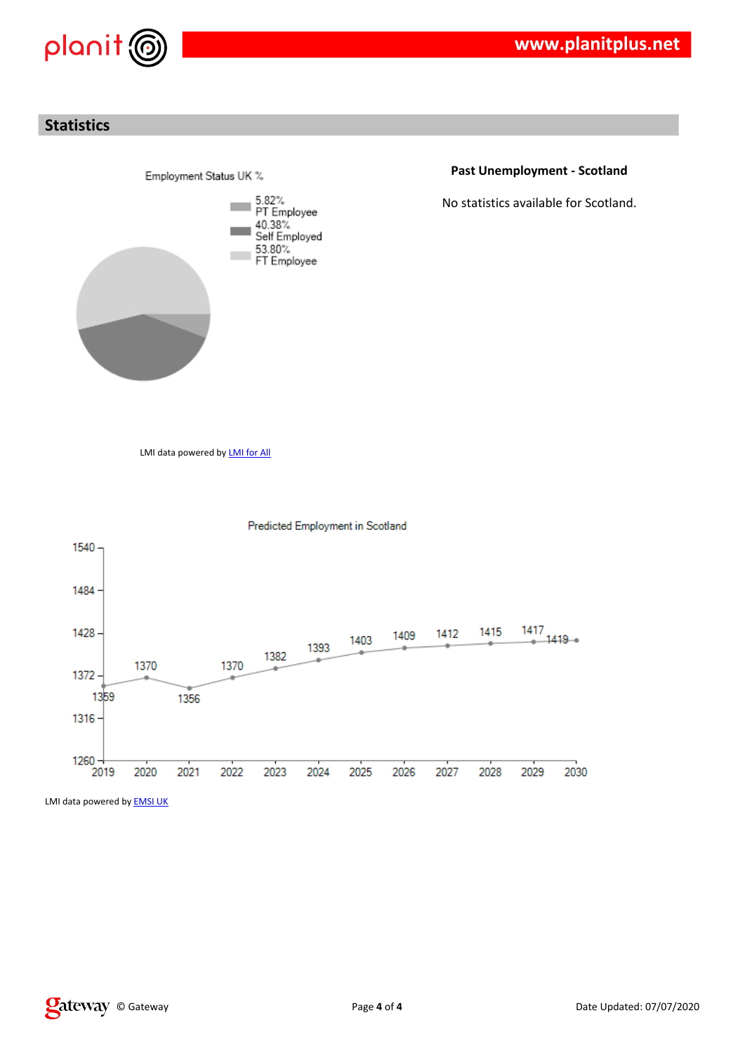## Statistics

Employment Status UK %

5.82%
PT Employee
40.38%
Self Employed
53.80%
FT Employee

LMI data powered by [LMI for All]

### Past Unemployment - Scotland

No statistics available for Scotland.

Predicted Employment in Scotland

1540
1484
1428
1372
1316
1260

2019 2020 2021 2022 2023 2024 2025 2026 2027 2028 2029 2030

1359 1370 1356 1370 1382 1393 1403 1409 1412 1415 1417 1419

LMI data powered by [EMSI UK]